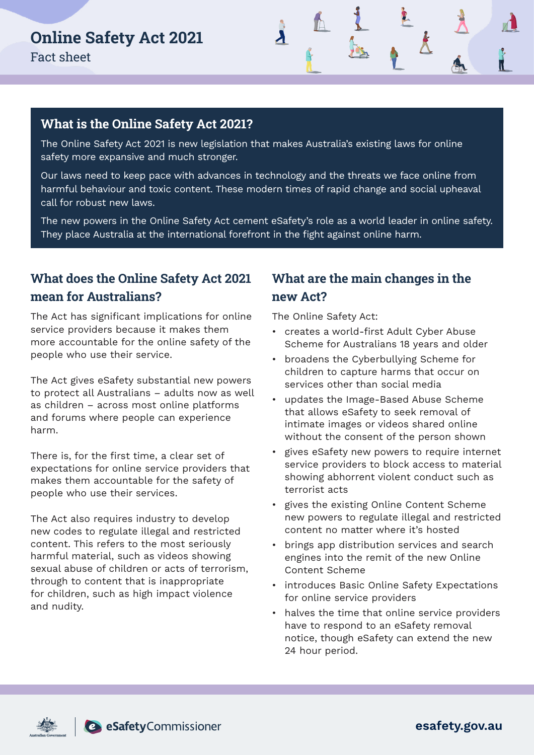# Online Safety Act 2021

Fact sheet

## What is the Online Safety Act 2021?

The Online Safety Act 2021 is new legislation that makes Australia's existing laws for online safety more expansive and much stronger.

Our laws need to keep pace with advances in technology and the threats we face online from harmful behaviour and toxic content. These modern times of rapid change and social upheaval call for robust new laws.

The new powers in the Online Safety Act cement eSafety's role as a world leader in online safety. They place Australia at the international forefront in the fight against online harm.

## What does the Online Safety Act 2021 mean for Australians?

The Act has significant implications for online service providers because it makes them more accountable for the online safety of the people who use their service.

The Act gives eSafety substantial new powers to protect all Australians – adults now as well as children – across most online platforms and forums where people can experience harm.

There is, for the first time, a clear set of expectations for online service providers that makes them accountable for the safety of people who use their services.

The Act also requires industry to develop new codes to regulate illegal and restricted content. This refers to the most seriously harmful material, such as videos showing sexual abuse of children or acts of terrorism, through to content that is inappropriate for children, such as high impact violence and nudity.

## What are the main changes in the new Act?

The Online Safety Act:

- creates a world-first Adult Cyber Abuse Scheme for Australians 18 years and older
- broadens the Cyberbullying Scheme for children to capture harms that occur on services other than social media
- updates the Image-Based Abuse Scheme that allows eSafety to seek removal of intimate images or videos shared online without the consent of the person shown
- gives eSafety new powers to require internet service providers to block access to material showing abhorrent violent conduct such as terrorist acts
- gives the existing Online Content Scheme new powers to regulate illegal and restricted content no matter where it's hosted
- brings app distribution services and search engines into the remit of the new Online Content Scheme
- introduces Basic Online Safety Expectations for online service providers
- halves the time that online service providers have to respond to an eSafety removal notice, though eSafety can extend the new 24 hour period.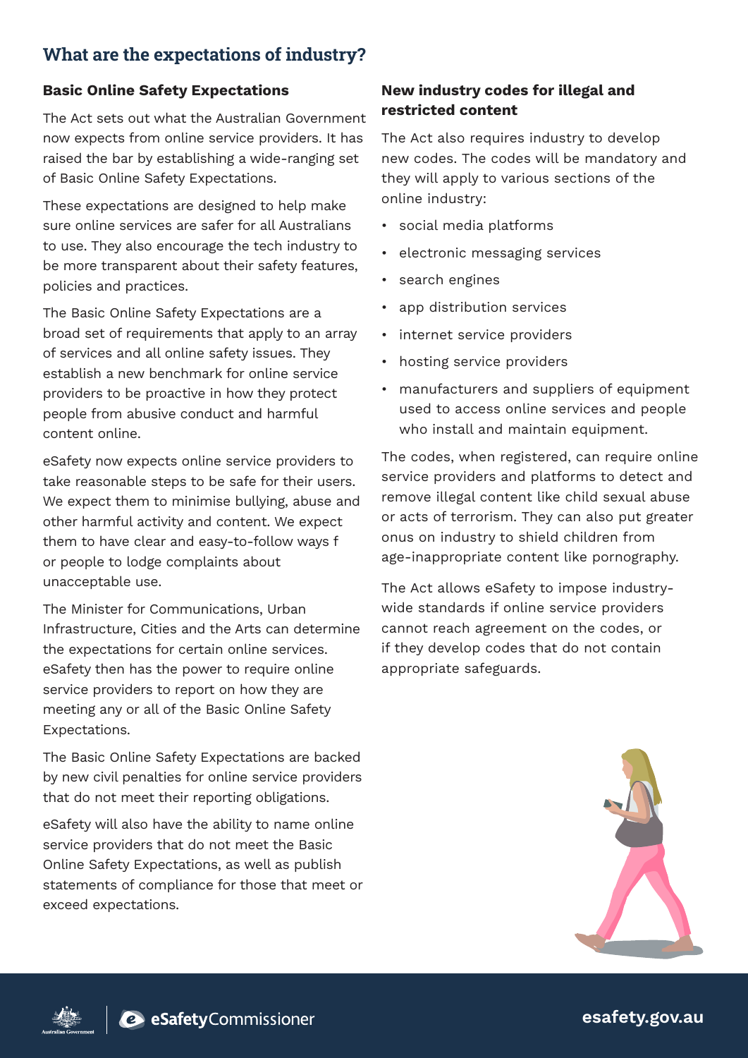## What are the expectations of industry?

### Basic Online Safety Expectations

The Act sets out what the Australian Government now expects from online service providers. It has raised the bar by establishing a wide-ranging set of Basic Online Safety Expectations.

These expectations are designed to help make sure online services are safer for all Australians to use. They also encourage the tech industry to be more transparent about their safety features, policies and practices.

The Basic Online Safety Expectations are a broad set of requirements that apply to an array of services and all online safety issues. They establish a new benchmark for online service providers to be proactive in how they protect people from abusive conduct and harmful content online.

eSafety now expects online service providers to take reasonable steps to be safe for their users. We expect them to minimise bullying, abuse and other harmful activity and content. We expect them to have clear and easy-to-follow ways f or people to lodge complaints about unacceptable use.

The Minister for Communications, Urban Infrastructure, Cities and the Arts can determine the expectations for certain online services. eSafety then has the power to require online service providers to report on how they are meeting any or all of the Basic Online Safety Expectations.

The Basic Online Safety Expectations are backed by new civil penalties for online service providers that do not meet their reporting obligations.

eSafety will also have the ability to name online service providers that do not meet the Basic Online Safety Expectations, as well as publish statements of compliance for those that meet or exceed expectations.

### New industry codes for illegal and restricted content

The Act also requires industry to develop new codes. The codes will be mandatory and they will apply to various sections of the online industry:

- social media platforms
- electronic messaging services
- search engines
- app distribution services
- internet service providers
- hosting service providers
- manufacturers and suppliers of equipment used to access online services and people who install and maintain equipment.

The codes, when registered, can require online service providers and platforms to detect and remove illegal content like child sexual abuse or acts of terrorism. They can also put greater onus on industry to shield children from age-inappropriate content like pornography.

The Act allows eSafety to impose industry-wide standards if online service providers cannot reach agreement on the codes, or if they develop codes that do not contain appropriate safeguards.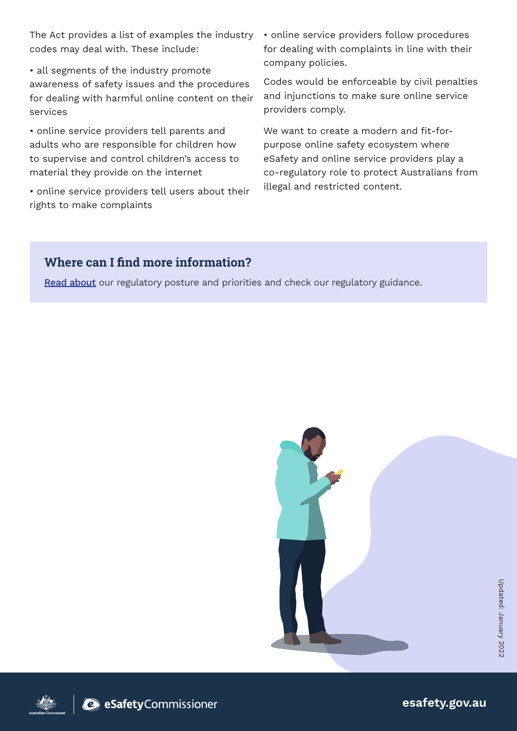The Act provides a list of examples the industry codes may deal with. These include:

- all segments of the industry promote awareness of safety issues and the procedures for dealing with harmful online content on their services
- online service providers tell parents and adults who are responsible for children how to supervise and control children's access to material they provide on the internet
- online service providers tell users about their rights to make complaints
- online service providers follow procedures for dealing with complaints in line with their company policies.

Codes would be enforceable by civil penalties and injunctions to make sure online service providers comply.

We want to create a modern and fit-for-purpose online safety ecosystem where eSafety and online service providers play a co-regulatory role to protect Australians from illegal and restricted content.

## Where can I find more information?

Read about our regulatory posture and priorities and check our regulatory guidance.

Updated: January 2022